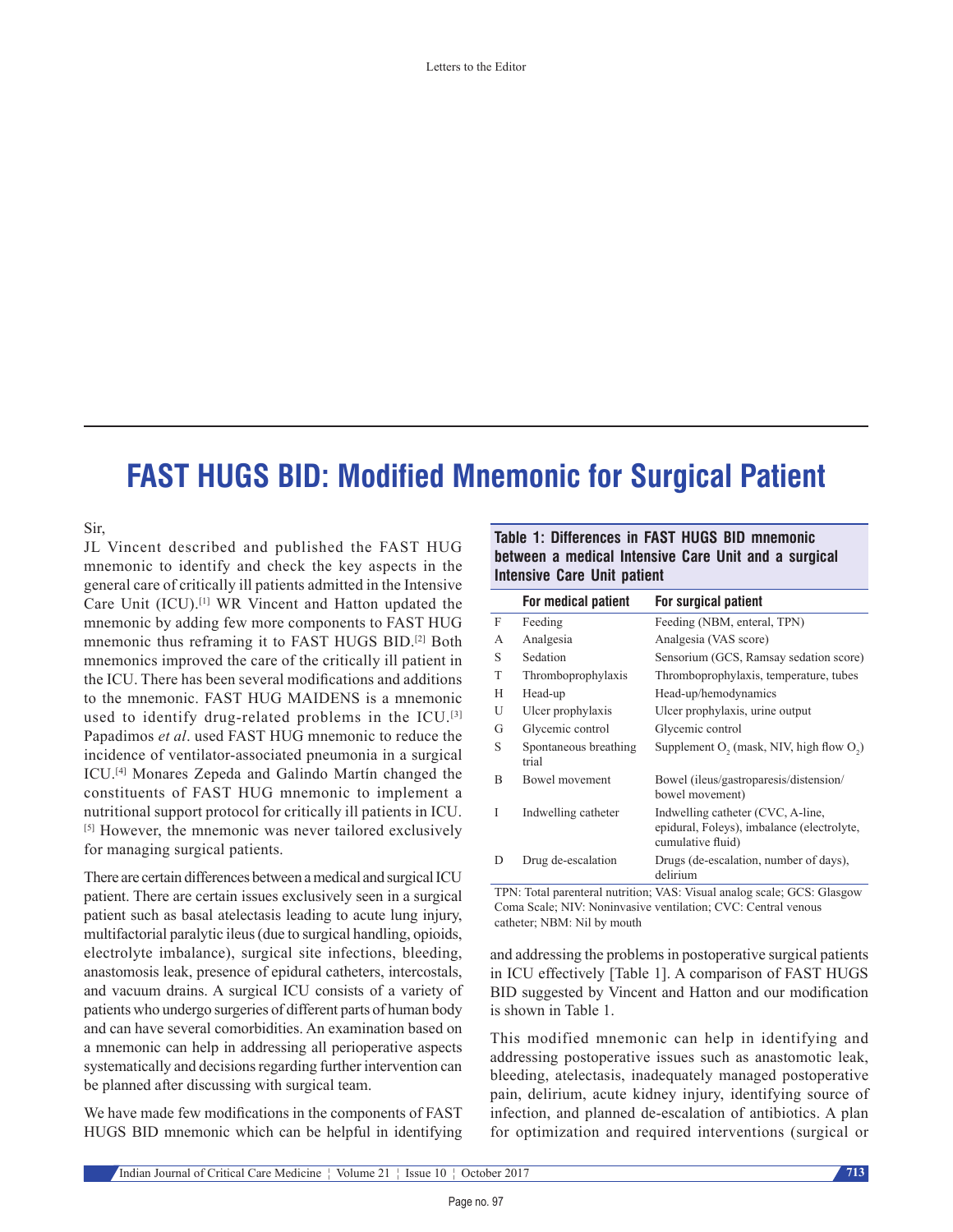# FAST HUGS BID: Modified Mnemonic for Surgical Patient

Sir,

JL Vincent described and published the FAST HUG mnemonic to identify and check the key aspects in the general care of critically ill patients admitted in the Intensive Care Unit (ICU).[1] WR Vincent and Hatton updated the mnemonic by adding few more components to FAST HUG mnemonic thus reframing it to FAST HUGS BID.[2] Both mnemonics improved the care of the critically ill patient in the ICU. There has been several modifications and additions to the mnemonic. FAST HUG MAIDENS is a mnemonic used to identify drug-related problems in the ICU.[3] Papadimos *et al*. used FAST HUG mnemonic to reduce the incidence of ventilator-associated pneumonia in a surgical ICU.[4] Monares Zepeda and Galindo Martín changed the constituents of FAST HUG mnemonic to implement a nutritional support protocol for critically ill patients in ICU.[5] However, the mnemonic was never tailored exclusively for managing surgical patients.

There are certain differences between a medical and surgical ICU patient. There are certain issues exclusively seen in a surgical patient such as basal atelectasis leading to acute lung injury, multifactorial paralytic ileus (due to surgical handling, opioids, electrolyte imbalance), surgical site infections, bleeding, anastomosis leak, presence of epidural catheters, intercostals, and vacuum drains. A surgical ICU consists of a variety of patients who undergo surgeries of different parts of human body and can have several comorbidities. An examination based on a mnemonic can help in addressing all perioperative aspects systematically and decisions regarding further intervention can be planned after discussing with surgical team.

We have made few modifications in the components of FAST HUGS BID mnemonic which can be helpful in identifying and addressing the problems in postoperative surgical patients in ICU effectively [Table 1]. A comparison of FAST HUGS BID suggested by Vincent and Hatton and our modification is shown in Table 1.

**Table 1: Differences in FAST HUGS BID mnemonic between a medical Intensive Care Unit and a surgical Intensive Care Unit patient**

| | For medical patient | For surgical patient |
|---|---|---|
| F | Feeding | Feeding (NBM, enteral, TPN) |
| A | Analgesia | Analgesia (VAS score) |
| S | Sedation | Sensorium (GCS, Ramsay sedation score) |
| T | Thromboprophylaxis | Thromboprophylaxis, temperature, tubes |
| H | Head-up | Head-up/hemodynamics |
| U | Ulcer prophylaxis | Ulcer prophylaxis, urine output |
| G | Glycemic control | Glycemic control |
| S | Spontaneous breathing trial | Supplement $O_2$ (mask, NIV, high flow $O_2$) |
| B | Bowel movement | Bowel (ileus/gastroparesis/distension/bowel movement) |
| I | Indwelling catheter | Indwelling catheter (CVC, A-line, epidural, Foleys), imbalance (electrolyte, cumulative fluid) |
| D | Drug de-escalation | Drugs (de-escalation, number of days), delirium |

TPN: Total parenteral nutrition; VAS: Visual analog scale; GCS: Glasgow Coma Scale; NIV: Noninvasive ventilation; CVC: Central venous catheter; NBM: Nil by mouth

This modified mnemonic can help in identifying and addressing postoperative issues such as anastomotic leak, bleeding, atelectasis, inadequately managed postoperative pain, delirium, acute kidney injury, identifying source of infection, and planned de-escalation of antibiotics. A plan for optimization and required interventions (surgical or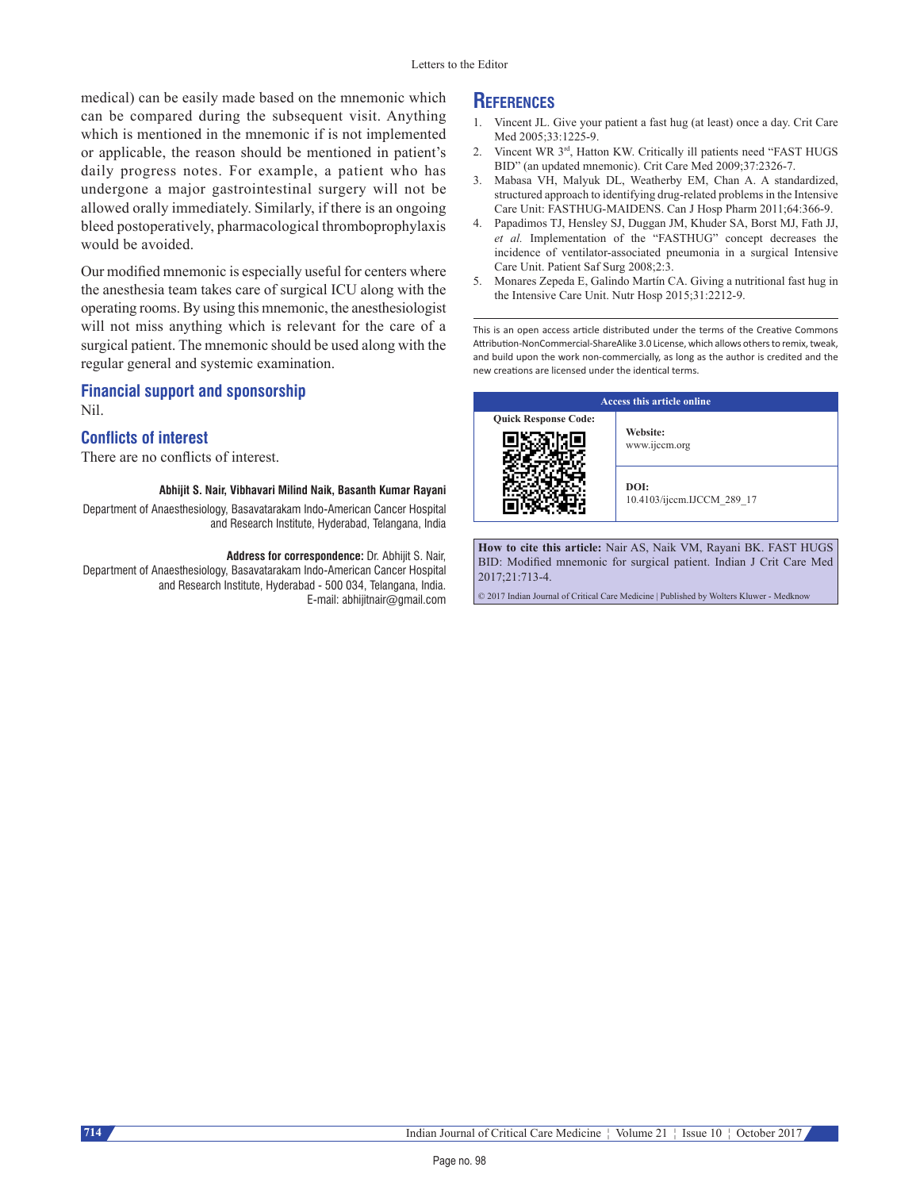medical) can be easily made based on the mnemonic which can be compared during the subsequent visit. Anything which is mentioned in the mnemonic if is not implemented or applicable, the reason should be mentioned in patient's daily progress notes. For example, a patient who has undergone a major gastrointestinal surgery will not be allowed orally immediately. Similarly, if there is an ongoing bleed postoperatively, pharmacological thromboprophylaxis would be avoided.

Our modified mnemonic is especially useful for centers where the anesthesia team takes care of surgical ICU along with the operating rooms. By using this mnemonic, the anesthesiologist will not miss anything which is relevant for the care of a surgical patient. The mnemonic should be used along with the regular general and systemic examination.

### Financial support and sponsorship

Nil.

### Conflicts of interest

There are no conflicts of interest.

**Abhijit S. Nair, Vibhavari Milind Naik, Basanth Kumar Rayani**

Department of Anaesthesiology, Basavatarakam Indo-American Cancer Hospital and Research Institute, Hyderabad, Telangana, India

**Address for correspondence:** Dr. Abhijit S. Nair, Department of Anaesthesiology, Basavatarakam Indo-American Cancer Hospital and Research Institute, Hyderabad - 500 034, Telangana, India. E-mail: abhijitnair@gmail.com

## References

1. Vincent JL. Give your patient a fast hug (at least) once a day. Crit Care Med 2005;33:1225-9.
2. Vincent WR 3rd, Hatton KW. Critically ill patients need "FAST HUGS BID" (an updated mnemonic). Crit Care Med 2009;37:2326-7.
3. Mabasa VH, Malyuk DL, Weatherby EM, Chan A. A standardized, structured approach to identifying drug-related problems in the Intensive Care Unit: FASTHUG-MAIDENS. Can J Hosp Pharm 2011;64:366-9.
4. Papadimos TJ, Hensley SJ, Duggan JM, Khuder SA, Borst MJ, Fath JJ, *et al.* Implementation of the "FASTHUG" concept decreases the incidence of ventilator-associated pneumonia in a surgical Intensive Care Unit. Patient Saf Surg 2008;2:3.
5. Monares Zepeda E, Galindo Martín CA. Giving a nutritional fast hug in the Intensive Care Unit. Nutr Hosp 2015;31:2212-9.

This is an open access article distributed under the terms of the Creative Commons Attribution-NonCommercial-ShareAlike 3.0 License, which allows others to remix, tweak, and build upon the work non-commercially, as long as the author is credited and the new creations are licensed under the identical terms.

| Access this article online | |
| --- | --- |
| Quick Response Code: | Website: www.ijccm.org |
| | DOI: 10.4103/ijccm.IJCCM_289_17 |

**How to cite this article:** Nair AS, Naik VM, Rayani BK. FAST HUGS BID: Modified mnemonic for surgical patient. Indian J Crit Care Med 2017;21:713-4.

© 2017 Indian Journal of Critical Care Medicine | Published by Wolters Kluwer - Medknow